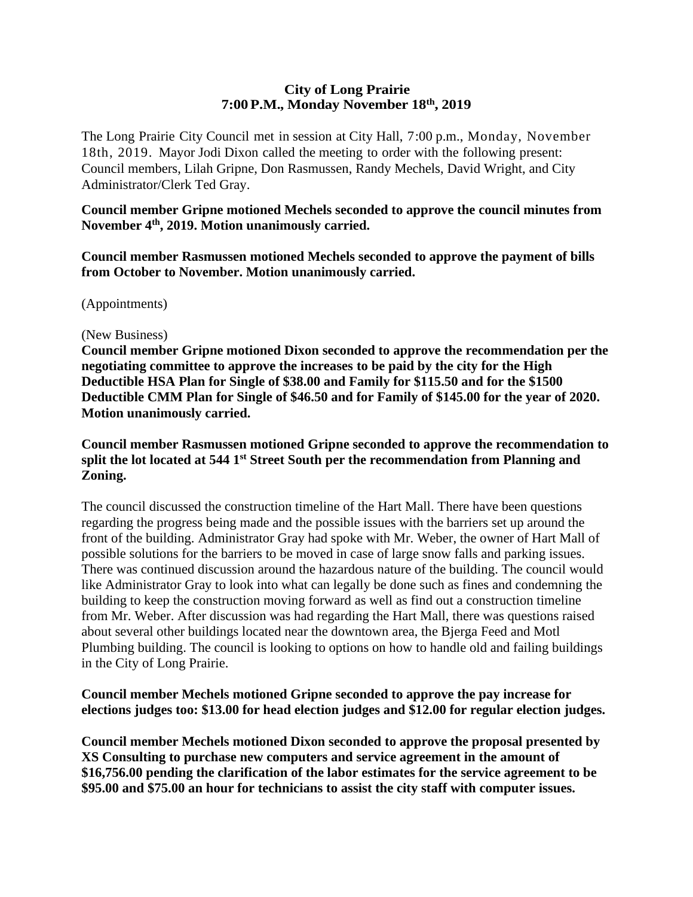**City of Long Prairie**
**7:00 P.M., Monday November 18th, 2019**

The Long Prairie City Council met in session at City Hall, 7:00 p.m., Monday, November 18th, 2019. Mayor Jodi Dixon called the meeting to order with the following present: Council members, Lilah Gripne, Don Rasmussen, Randy Mechels, David Wright, and City Administrator/Clerk Ted Gray.

**Council member Gripne motioned Mechels seconded to approve the council minutes from November 4th, 2019. Motion unanimously carried.**

**Council member Rasmussen motioned Mechels seconded to approve the payment of bills from October to November. Motion unanimously carried.**

(Appointments)

(New Business)
**Council member Gripne motioned Dixon seconded to approve the recommendation per the negotiating committee to approve the increases to be paid by the city for the High Deductible HSA Plan for Single of $38.00 and Family for $115.50 and for the $1500 Deductible CMM Plan for Single of $46.50 and for Family of $145.00 for the year of 2020. Motion unanimously carried.**

**Council member Rasmussen motioned Gripne seconded to approve the recommendation to split the lot located at 544 1st Street South per the recommendation from Planning and Zoning.**

The council discussed the construction timeline of the Hart Mall. There have been questions regarding the progress being made and the possible issues with the barriers set up around the front of the building. Administrator Gray had spoke with Mr. Weber, the owner of Hart Mall of possible solutions for the barriers to be moved in case of large snow falls and parking issues. There was continued discussion around the hazardous nature of the building. The council would like Administrator Gray to look into what can legally be done such as fines and condemning the building to keep the construction moving forward as well as find out a construction timeline from Mr. Weber. After discussion was had regarding the Hart Mall, there was questions raised about several other buildings located near the downtown area, the Bjerga Feed and Motl Plumbing building. The council is looking to options on how to handle old and failing buildings in the City of Long Prairie.

**Council member Mechels motioned Gripne seconded to approve the pay increase for elections judges too: $13.00 for head election judges and $12.00 for regular election judges.**

**Council member Mechels motioned Dixon seconded to approve the proposal presented by XS Consulting to purchase new computers and service agreement in the amount of $16,756.00 pending the clarification of the labor estimates for the service agreement to be $95.00 and $75.00 an hour for technicians to assist the city staff with computer issues.**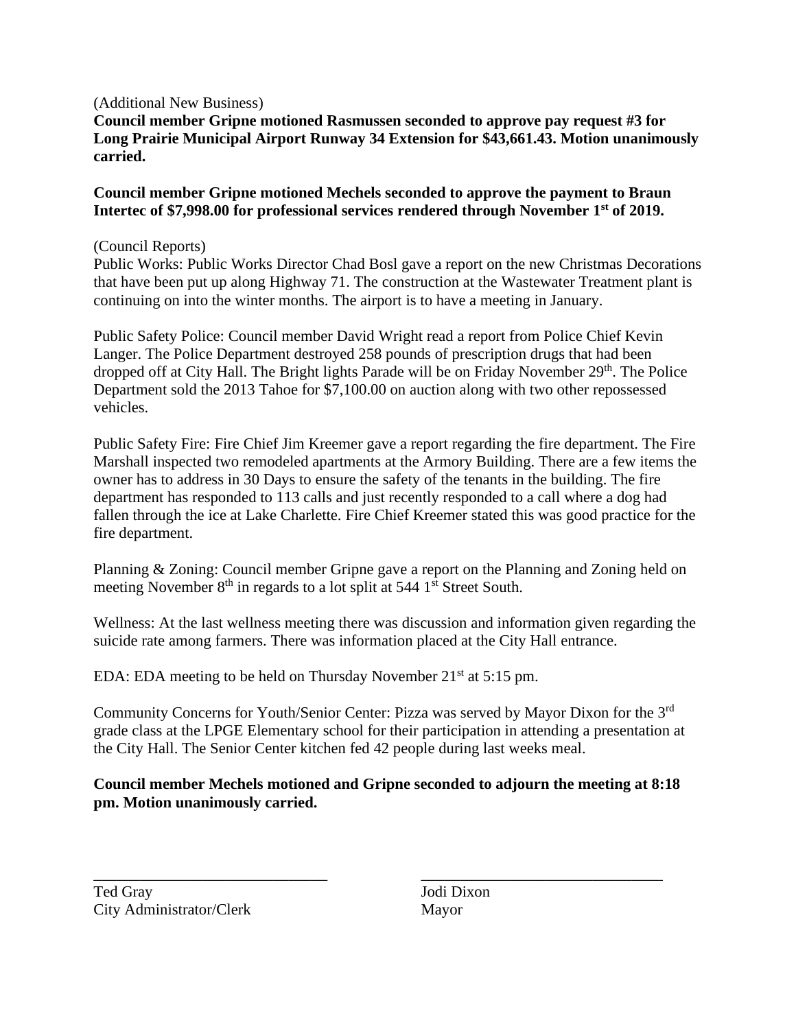(Additional New Business)

**Council member Gripne motioned Rasmussen seconded to approve pay request #3 for Long Prairie Municipal Airport Runway 34 Extension for $43,661.43. Motion unanimously carried.**

**Council member Gripne motioned Mechels seconded to approve the payment to Braun Intertec of $7,998.00 for professional services rendered through November 1st of 2019.**

(Council Reports)

Public Works: Public Works Director Chad Bosl gave a report on the new Christmas Decorations that have been put up along Highway 71. The construction at the Wastewater Treatment plant is continuing on into the winter months. The airport is to have a meeting in January.

Public Safety Police: Council member David Wright read a report from Police Chief Kevin Langer. The Police Department destroyed 258 pounds of prescription drugs that had been dropped off at City Hall. The Bright lights Parade will be on Friday November 29th. The Police Department sold the 2013 Tahoe for $7,100.00 on auction along with two other repossessed vehicles.

Public Safety Fire: Fire Chief Jim Kreemer gave a report regarding the fire department. The Fire Marshall inspected two remodeled apartments at the Armory Building. There are a few items the owner has to address in 30 Days to ensure the safety of the tenants in the building. The fire department has responded to 113 calls and just recently responded to a call where a dog had fallen through the ice at Lake Charlette. Fire Chief Kreemer stated this was good practice for the fire department.

Planning & Zoning: Council member Gripne gave a report on the Planning and Zoning held on meeting November 8th in regards to a lot split at 544 1st Street South.

Wellness: At the last wellness meeting there was discussion and information given regarding the suicide rate among farmers. There was information placed at the City Hall entrance.

EDA: EDA meeting to be held on Thursday November 21st at 5:15 pm.

Community Concerns for Youth/Senior Center: Pizza was served by Mayor Dixon for the 3rd grade class at the LPGE Elementary school for their participation in attending a presentation at the City Hall. The Senior Center kitchen fed 42 people during last weeks meal.

**Council member Mechels motioned and Gripne seconded to adjourn the meeting at 8:18 pm. Motion unanimously carried.**

\_\_\_\_\_\_\_\_\_\_\_\_\_\_\_\_\_\_\_\_\_\_\_\_\_\_\_\_\_\_
Ted Gray
City Administrator/Clerk

\_\_\_\_\_\_\_\_\_\_\_\_\_\_\_\_\_\_\_\_\_\_\_\_\_\_\_\_\_\_
Jodi Dixon
Mayor